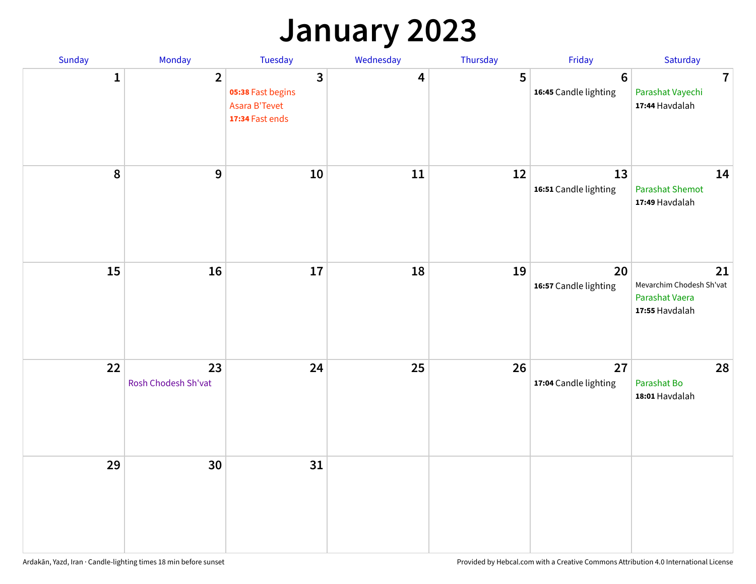# January 2023

| Sunday | Monday | Tuesday | Wednesday | Thursday | Friday | Saturday |
|---|---|---|---|---|---|---|
| 1 | 2 | 3<br>**05:38** Fast begins<br>Asara B'Tevet<br>**17:34** Fast ends | 4 | 5 | 6<br>**16:45** Candle lighting | 7<br>Parashat Vayechi<br>**17:44** Havdalah |
| 8 | 9 | 10 | 11 | 12 | 13<br>**16:51** Candle lighting | 14<br>Parashat Shemot<br>**17:49** Havdalah |
| 15 | 16 | 17 | 18 | 19 | 20<br>**16:57** Candle lighting | 21<br>Mevarchim Chodesh Sh'vat<br>Parashat Vaera<br>**17:55** Havdalah |
| 22 | 23<br>Rosh Chodesh Sh'vat | 24 | 25 | 26 | 27<br>**17:04** Candle lighting | 28<br>Parashat Bo<br>**18:01** Havdalah |
| 29 | 30 | 31 | | | | |

Ardakān, Yazd, Iran · Candle-lighting times 18 min before sunset

Provided by Hebcal.com with a Creative Commons Attribution 4.0 International License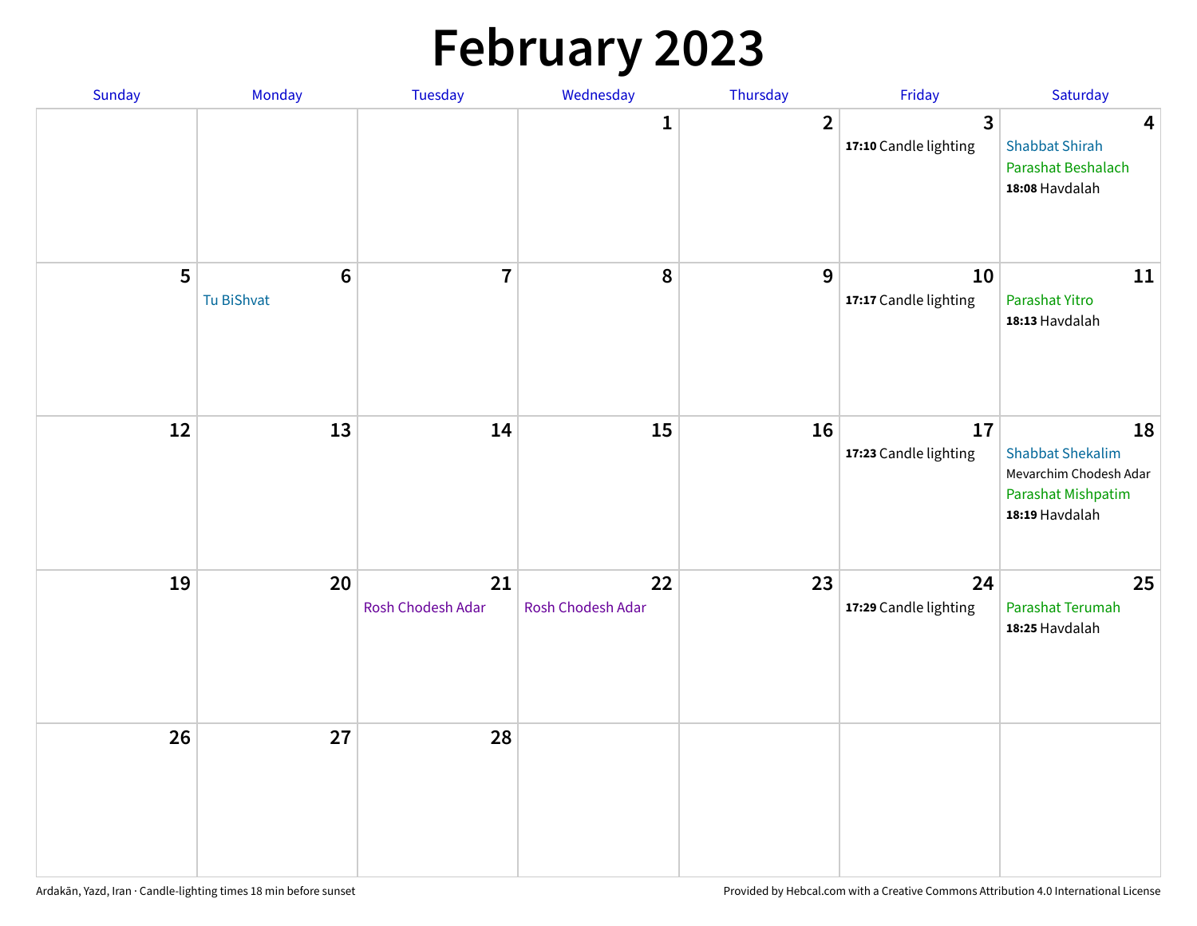# February 2023

| Sunday | Monday | Tuesday | Wednesday | Thursday | Friday | Saturday |
|---|---|---|---|---|---|---|
| | | | 1 | 2 | 3<br>**17:10** Candle lighting | 4<br>Shabbat Shirah<br>Parashat Beshalach<br>**18:08** Havdalah |
| 5 | 6<br>Tu BiShvat | 7 | 8 | 9 | 10<br>**17:17** Candle lighting | 11<br>Parashat Yitro<br>**18:13** Havdalah |
| 12 | 13 | 14 | 15 | 16 | 17<br>**17:23** Candle lighting | 18<br>Shabbat Shekalim<br>Mevarchim Chodesh Adar<br>Parashat Mishpatim<br>**18:19** Havdalah |
| 19 | 20 | 21<br>Rosh Chodesh Adar | 22<br>Rosh Chodesh Adar | 23 | 24<br>**17:29** Candle lighting | 25<br>Parashat Terumah<br>**18:25** Havdalah |
| 26 | 27 | 28 | | | | |

Ardakān, Yazd, Iran · Candle-lighting times 18 min before sunset

Provided by Hebcal.com with a Creative Commons Attribution 4.0 International License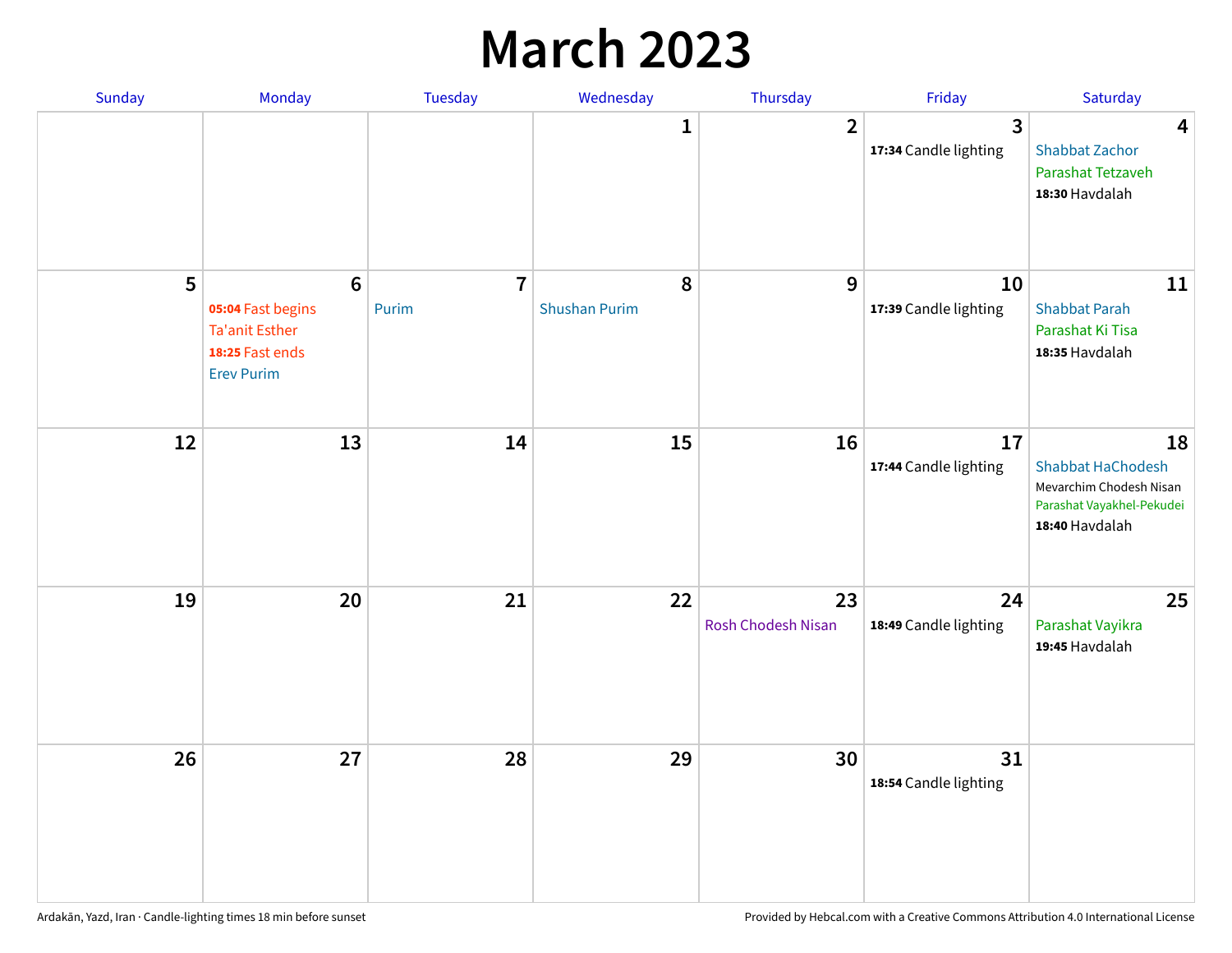# March 2023

| Sunday | Monday | Tuesday | Wednesday | Thursday | Friday | Saturday |
|---|---|---|---|---|---|---|
| | | | 1 | 2 | 3<br>**17:34** Candle lighting | 4<br>Shabbat Zachor<br>Parashat Tetzaveh<br>**18:30** Havdalah |
| 5 | 6<br>**05:04** Fast begins<br>Ta'anit Esther<br>**18:25** Fast ends<br>Erev Purim | 7<br>Purim | 8<br>Shushan Purim | 9 | 10<br>**17:39** Candle lighting | 11<br>Shabbat Parah<br>Parashat Ki Tisa<br>**18:35** Havdalah |
| 12 | 13 | 14 | 15 | 16 | 17<br>**17:44** Candle lighting | 18<br>Shabbat HaChodesh<br>Mevarchim Chodesh Nisan<br>Parashat Vayakhel-Pekudei<br>**18:40** Havdalah |
| 19 | 20 | 21 | 22 | 23<br>Rosh Chodesh Nisan | 24<br>**18:49** Candle lighting | 25<br>Parashat Vayikra<br>**19:45** Havdalah |
| 26 | 27 | 28 | 29 | 30 | 31<br>**18:54** Candle lighting | |

Ardakān, Yazd, Iran · Candle-lighting times 18 min before sunset

Provided by Hebcal.com with a Creative Commons Attribution 4.0 International License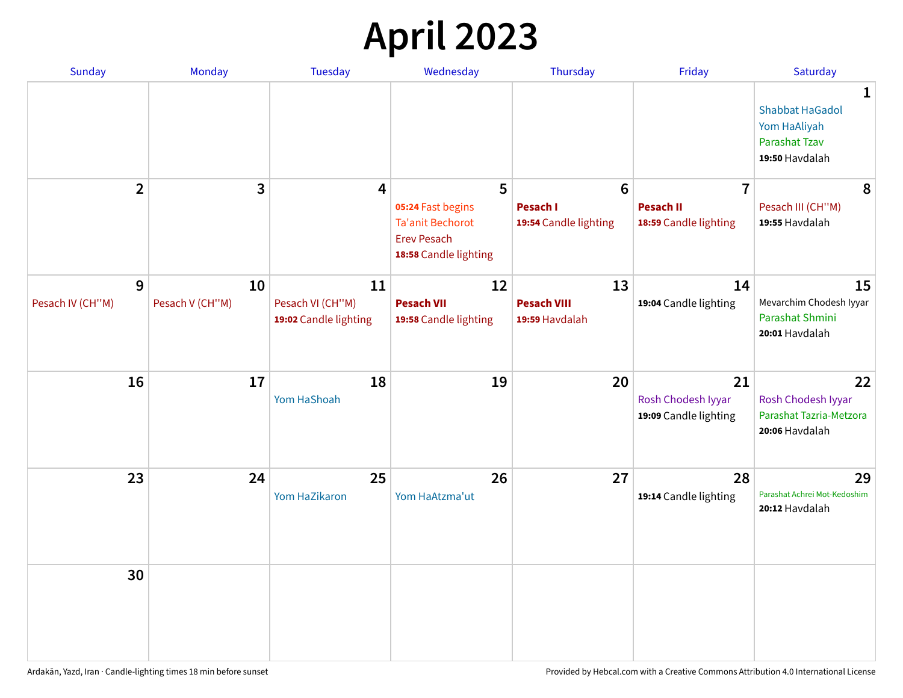# April 2023

| Sunday | Monday | Tuesday | Wednesday | Thursday | Friday | Saturday |
|---|---|---|---|---|---|---|
| | | | | | | **1** Shabbat HaGadol Yom HaAliyah Parashat Tzav **19:50** Havdalah |
| **2** | **3** | **4** | **5** **05:24** Fast begins Ta'anit Bechorot Erev Pesach **18:58** Candle lighting | **6** **Pesach I** **19:54** Candle lighting | **7** **Pesach II** **18:59** Candle lighting | **8** Pesach III (CH''M) **19:55** Havdalah |
| **9** Pesach IV (CH''M) | **10** Pesach V (CH''M) | **11** Pesach VI (CH''M) **19:02** Candle lighting | **12** **Pesach VII** **19:58** Candle lighting | **13** **Pesach VIII** **19:59** Havdalah | **14** **19:04** Candle lighting | **15** Mevarchim Chodesh Iyyar Parashat Shmini **20:01** Havdalah |
| **16** | **17** | **18** Yom HaShoah | **19** | **20** | **21** Rosh Chodesh Iyyar **19:09** Candle lighting | **22** Rosh Chodesh Iyyar Parashat Tazria-Metzora **20:06** Havdalah |
| **23** | **24** | **25** Yom HaZikaron | **26** Yom HaAtzma'ut | **27** | **28** **19:14** Candle lighting | **29** Parashat Achrei Mot-Kedoshim **20:12** Havdalah |
| **30** | | | | | | |

Ardakān, Yazd, Iran · Candle-lighting times 18 min before sunset

Provided by Hebcal.com with a Creative Commons Attribution 4.0 International License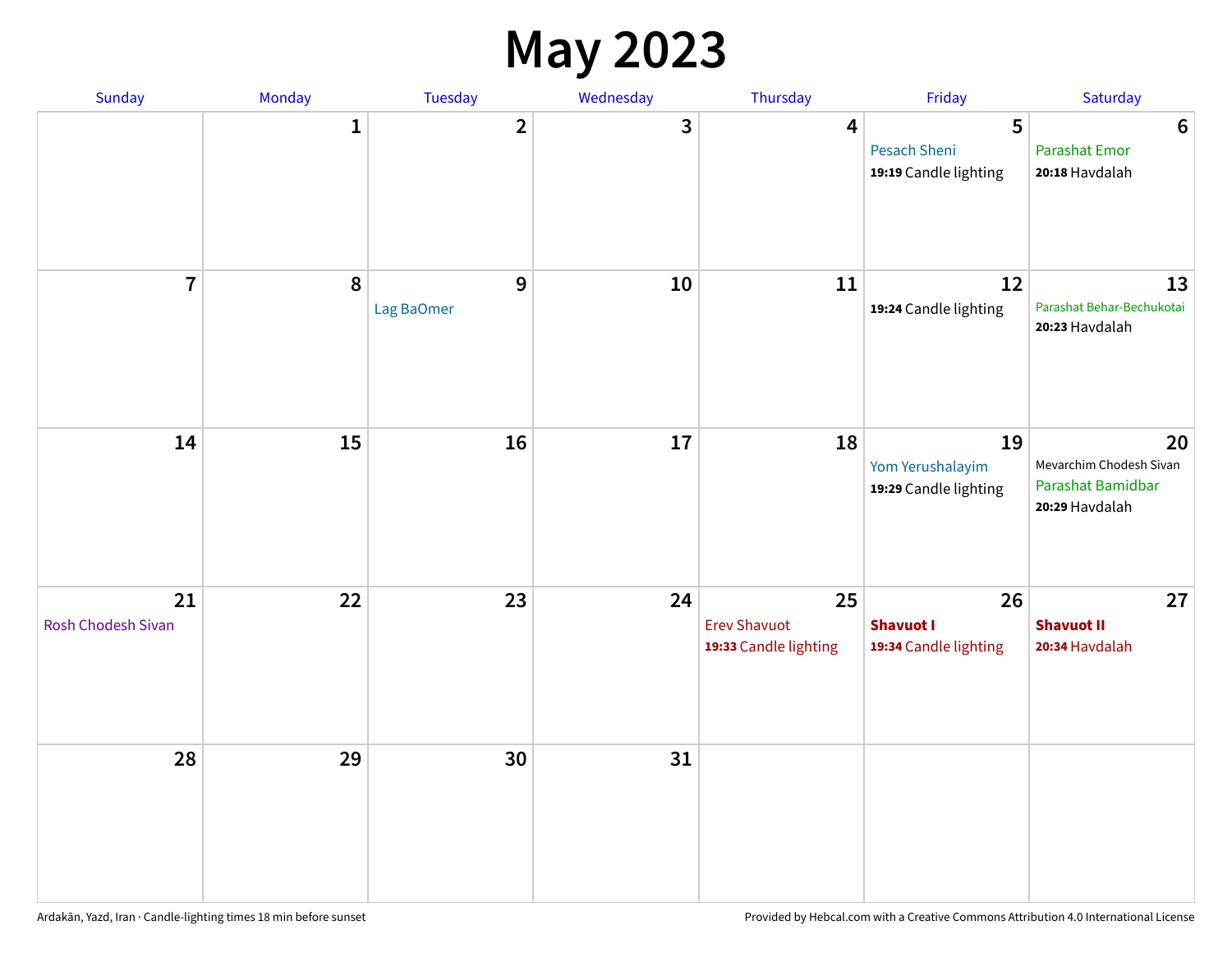# May 2023

| Sunday | Monday | Tuesday | Wednesday | Thursday | Friday | Saturday |
|---|---|---|---|---|---|---|
| | 1 | 2 | 3 | 4 | 5<br>Pesach Sheni<br>**19:19** Candle lighting | 6<br>Parashat Emor<br>**20:18** Havdalah |
| 7 | 8 | 9<br>Lag BaOmer | 10 | 11 | 12<br>**19:24** Candle lighting | 13<br>Parashat Behar-Bechukotai<br>**20:23** Havdalah |
| 14 | 15 | 16 | 17 | 18 | 19<br>Yom Yerushalayim<br>**19:29** Candle lighting | 20<br>Mevarchim Chodesh Sivan<br>Parashat Bamidbar<br>**20:29** Havdalah |
| 21<br>Rosh Chodesh Sivan | 22 | 23 | 24 | 25<br>Erev Shavuot<br>**19:33** Candle lighting | 26<br>**Shavuot I**<br>**19:34** Candle lighting | 27<br>**Shavuot II**<br>**20:34** Havdalah |
| 28 | 29 | 30 | 31 | | | |

Ardakān, Yazd, Iran · Candle-lighting times 18 min before sunset

Provided by Hebcal.com with a Creative Commons Attribution 4.0 International License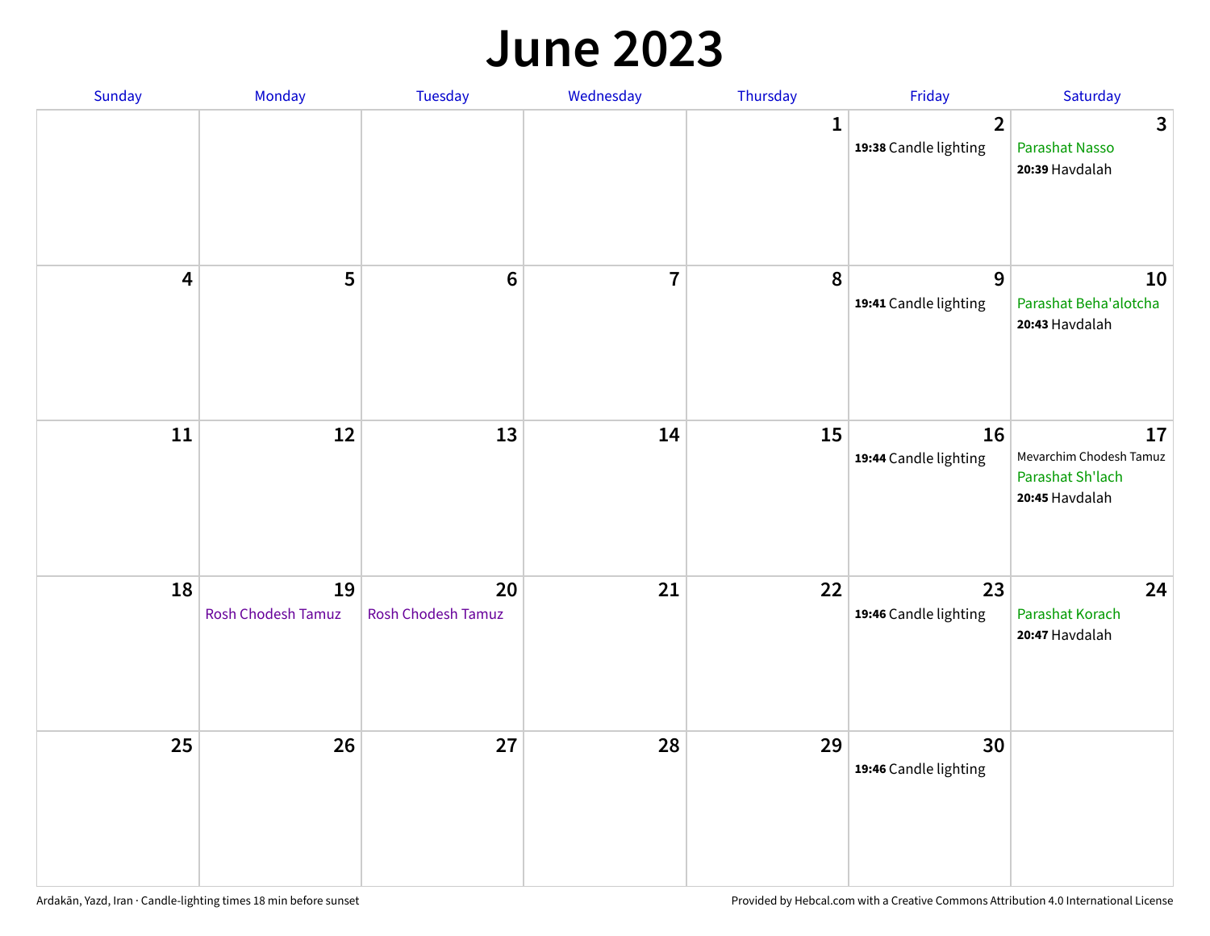# June 2023

| Sunday | Monday | Tuesday | Wednesday | Thursday | Friday | Saturday |
|---|---|---|---|---|---|---|
| | | | | 1 | 2<br>**19:38** Candle lighting | 3<br>Parashat Nasso<br>**20:39** Havdalah |
| 4 | 5 | 6 | 7 | 8 | 9<br>**19:41** Candle lighting | 10<br>Parashat Beha'alotcha<br>**20:43** Havdalah |
| 11 | 12 | 13 | 14 | 15 | 16<br>**19:44** Candle lighting | 17<br>Mevarchim Chodesh Tamuz<br>Parashat Sh'lach<br>**20:45** Havdalah |
| 18 | 19<br>Rosh Chodesh Tamuz | 20<br>Rosh Chodesh Tamuz | 21 | 22 | 23<br>**19:46** Candle lighting | 24<br>Parashat Korach<br>**20:47** Havdalah |
| 25 | 26 | 27 | 28 | 29 | 30<br>**19:46** Candle lighting | |

Ardakān, Yazd, Iran · Candle-lighting times 18 min before sunset

Provided by Hebcal.com with a Creative Commons Attribution 4.0 International License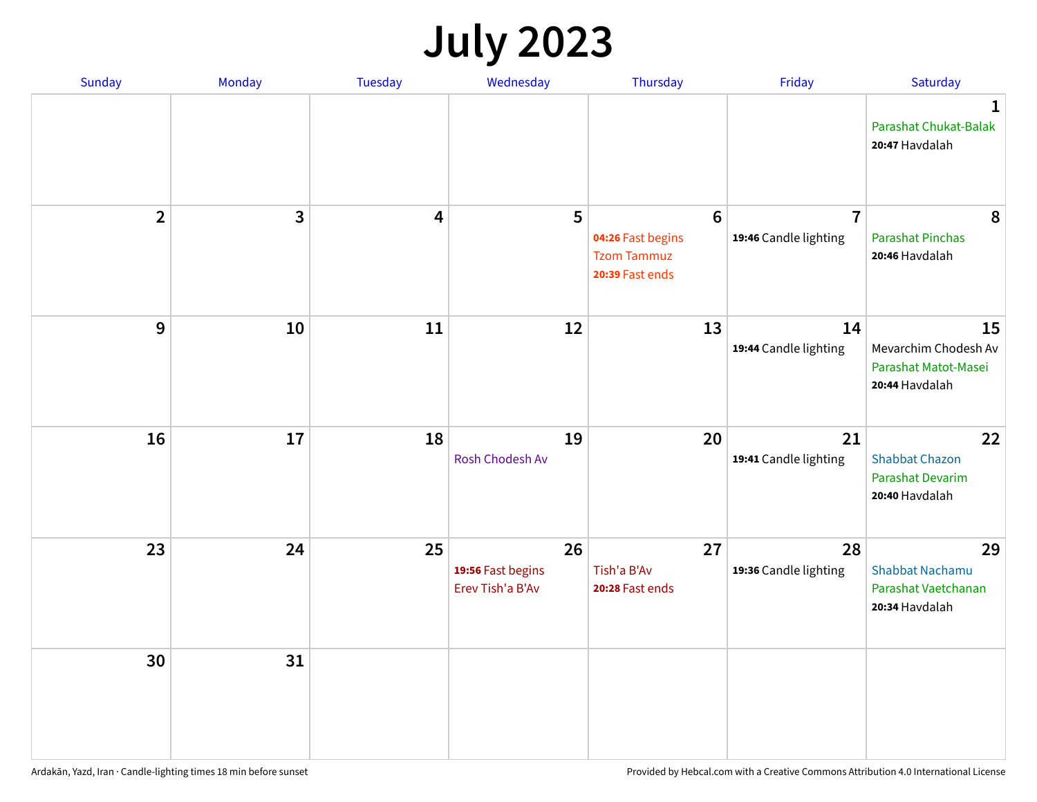# July 2023

| Sunday | Monday | Tuesday | Wednesday | Thursday | Friday | Saturday |
|---|---|---|---|---|---|---|
| | | | | | | 1<br>Parashat Chukat-Balak<br>**20:47** Havdalah |
| 2 | 3 | 4 | 5 | 6<br>**04:26** Fast begins<br>Tzom Tammuz<br>**20:39** Fast ends | 7<br>**19:46** Candle lighting | 8<br>Parashat Pinchas<br>**20:46** Havdalah |
| 9 | 10 | 11 | 12 | 13 | 14<br>**19:44** Candle lighting | 15<br>Mevarchim Chodesh Av<br>Parashat Matot-Masei<br>**20:44** Havdalah |
| 16 | 17 | 18 | 19<br>Rosh Chodesh Av | 20 | 21<br>**19:41** Candle lighting | 22<br>Shabbat Chazon<br>Parashat Devarim<br>**20:40** Havdalah |
| 23 | 24 | 25 | 26<br>**19:56** Fast begins<br>Erev Tish'a B'Av | 27<br>Tish'a B'Av<br>**20:28** Fast ends | 28<br>**19:36** Candle lighting | 29<br>Shabbat Nachamu<br>Parashat Vaetchanan<br>**20:34** Havdalah |
| 30 | 31 | | | | | |

Ardakān, Yazd, Iran · Candle-lighting times 18 min before sunset

Provided by Hebcal.com with a Creative Commons Attribution 4.0 International License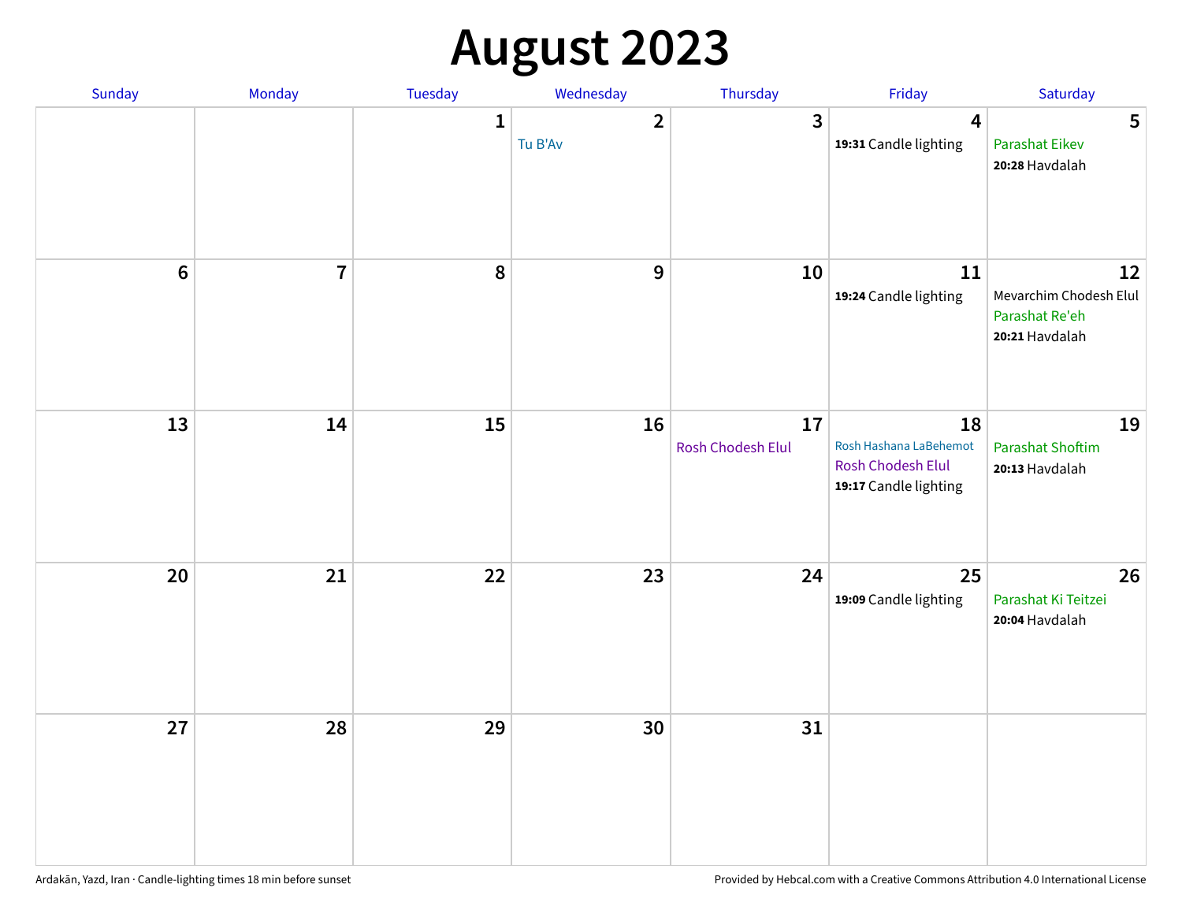# August 2023

| Sunday | Monday | Tuesday | Wednesday | Thursday | Friday | Saturday |
|---|---|---|---|---|---|---|
| | | 1 | 2<br>Tu B'Av | 3 | 4<br>**19:31** Candle lighting | 5<br>Parashat Eikev<br>**20:28** Havdalah |
| 6 | 7 | 8 | 9 | 10 | 11<br>**19:24** Candle lighting | 12<br>Mevarchim Chodesh Elul<br>Parashat Re'eh<br>**20:21** Havdalah |
| 13 | 14 | 15 | 16 | 17<br>Rosh Chodesh Elul | 18<br>Rosh Hashana LaBehemot<br>Rosh Chodesh Elul<br>**19:17** Candle lighting | 19<br>Parashat Shoftim<br>**20:13** Havdalah |
| 20 | 21 | 22 | 23 | 24 | 25<br>**19:09** Candle lighting | 26<br>Parashat Ki Teitzei<br>**20:04** Havdalah |
| 27 | 28 | 29 | 30 | 31 | | |

Ardakān, Yazd, Iran · Candle-lighting times 18 min before sunset

Provided by Hebcal.com with a Creative Commons Attribution 4.0 International License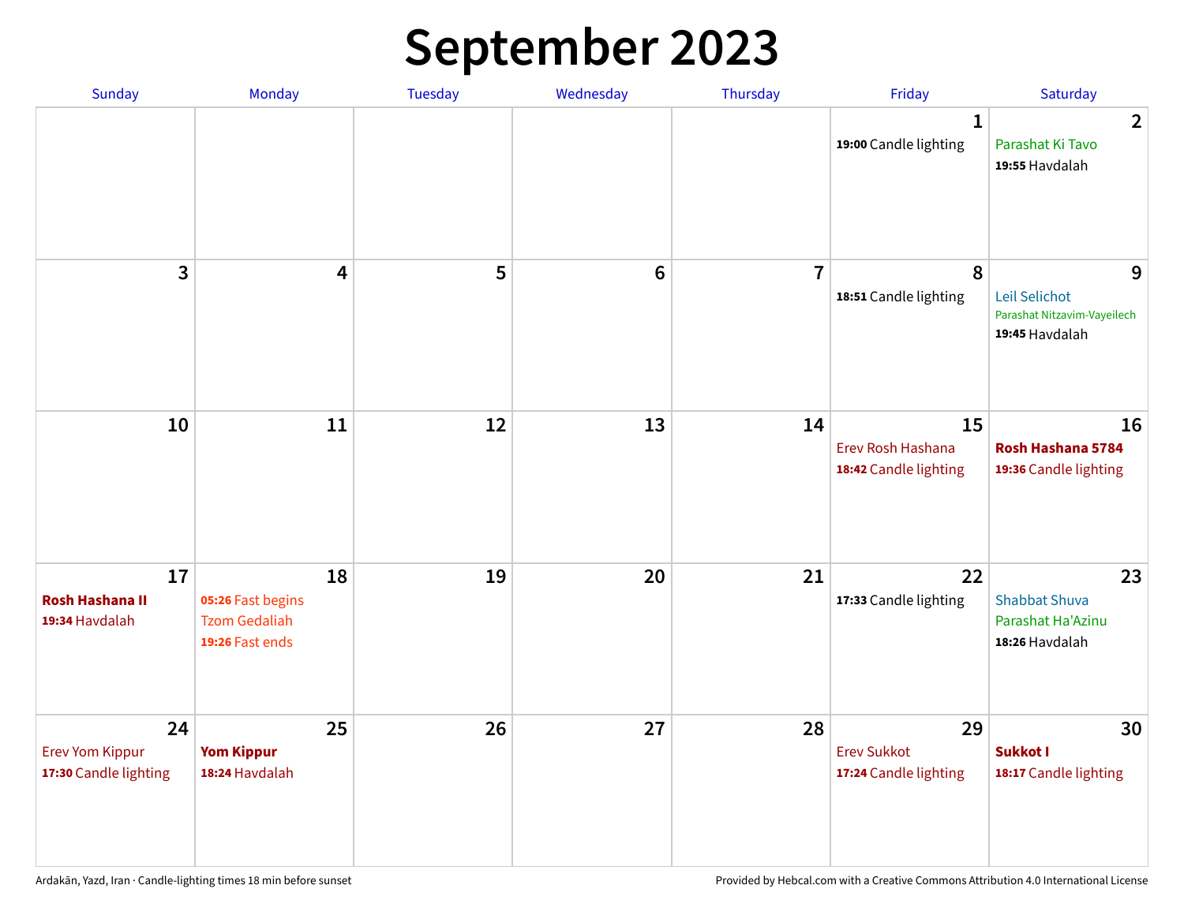# September 2023

| Sunday | Monday | Tuesday | Wednesday | Thursday | Friday | Saturday |
|---|---|---|---|---|---|---|
| | | | | | 1<br>**19:00** Candle lighting | 2<br>Parashat Ki Tavo<br>**19:55** Havdalah |
| 3 | 4 | 5 | 6 | 7 | 8<br>**18:51** Candle lighting | 9<br>Leil Selichot<br>Parashat Nitzavim-Vayeilech<br>**19:45** Havdalah |
| 10 | 11 | 12 | 13 | 14 | 15<br>Erev Rosh Hashana<br>**18:42** Candle lighting | 16<br>**Rosh Hashana 5784**<br>**19:36** Candle lighting |
| 17<br>**Rosh Hashana II**<br>**19:34** Havdalah | 18<br>**05:26** Fast begins<br>Tzom Gedaliah<br>**19:26** Fast ends | 19 | 20 | 21 | 22<br>**17:33** Candle lighting | 23<br>Shabbat Shuva<br>Parashat Ha'Azinu<br>**18:26** Havdalah |
| 24<br>Erev Yom Kippur<br>**17:30** Candle lighting | 25<br>**Yom Kippur**<br>**18:24** Havdalah | 26 | 27 | 28 | 29<br>Erev Sukkot<br>**17:24** Candle lighting | 30<br>**Sukkot I**<br>**18:17** Candle lighting |

Ardakān, Yazd, Iran · Candle-lighting times 18 min before sunset

Provided by Hebcal.com with a Creative Commons Attribution 4.0 International License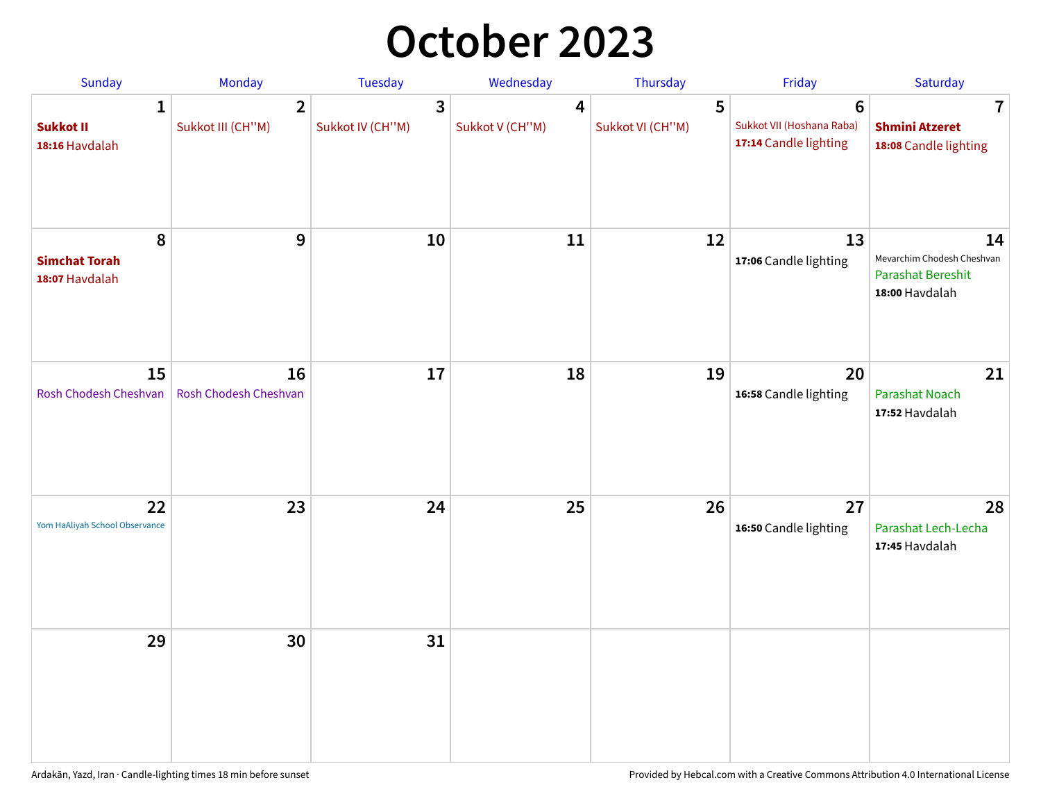# October 2023

| Sunday | Monday | Tuesday | Wednesday | Thursday | Friday | Saturday |
|---|---|---|---|---|---|---|
| **1**<br>**Sukkot II**<br>**18:16** Havdalah | **2**<br>Sukkot III (CH''M) | **3**<br>Sukkot IV (CH''M) | **4**<br>Sukkot V (CH''M) | **5**<br>Sukkot VI (CH''M) | **6**<br>Sukkot VII (Hoshana Raba)<br>**17:14** Candle lighting | **7**<br>**Shmini Atzeret**<br>**18:08** Candle lighting |
| **8**<br>**Simchat Torah**<br>**18:07** Havdalah | **9** | **10** | **11** | **12** | **13**<br>**17:06** Candle lighting | **14**<br>Mevarchim Chodesh Cheshvan<br>Parashat Bereshit<br>**18:00** Havdalah |
| **15**<br>Rosh Chodesh Cheshvan | **16**<br>Rosh Chodesh Cheshvan | **17** | **18** | **19** | **20**<br>**16:58** Candle lighting | **21**<br>Parashat Noach<br>**17:52** Havdalah |
| **22**<br>Yom HaAliyah School Observance | **23** | **24** | **25** | **26** | **27**<br>**16:50** Candle lighting | **28**<br>Parashat Lech-Lecha<br>**17:45** Havdalah |
| **29** | **30** | **31** | | | | |

Ardakān, Yazd, Iran · Candle-lighting times 18 min before sunset

Provided by Hebcal.com with a Creative Commons Attribution 4.0 International License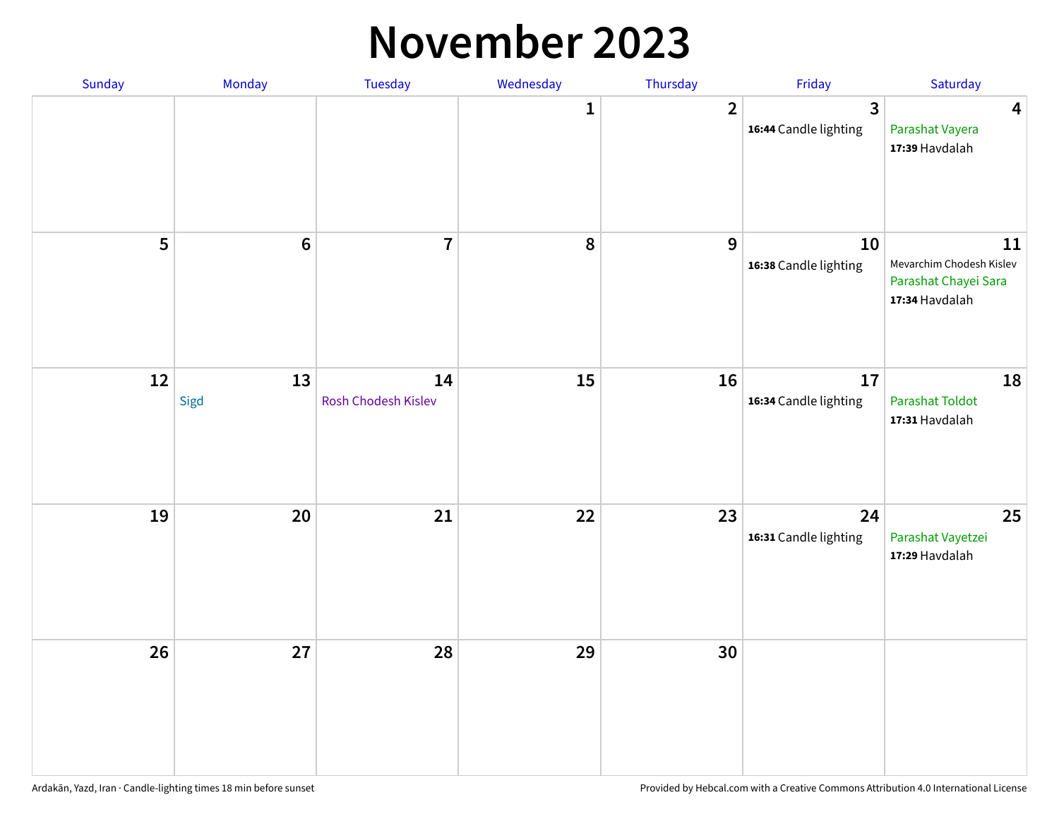# November 2023

| Sunday | Monday | Tuesday | Wednesday | Thursday | Friday | Saturday |
|---|---|---|---|---|---|---|
| | | | 1 | 2 | 3<br>**16:44** Candle lighting | 4<br>Parashat Vayera<br>**17:39** Havdalah |
| 5 | 6 | 7 | 8 | 9 | 10<br>**16:38** Candle lighting | 11<br>Mevarchim Chodesh Kislev<br>Parashat Chayei Sara<br>**17:34** Havdalah |
| 12 | 13<br>Sigd | 14<br>Rosh Chodesh Kislev | 15 | 16 | 17<br>**16:34** Candle lighting | 18<br>Parashat Toldot<br>**17:31** Havdalah |
| 19 | 20 | 21 | 22 | 23 | 24<br>**16:31** Candle lighting | 25<br>Parashat Vayetzei<br>**17:29** Havdalah |
| 26 | 27 | 28 | 29 | 30 | | |

Ardakān, Yazd, Iran · Candle-lighting times 18 min before sunset

Provided by Hebcal.com with a Creative Commons Attribution 4.0 International License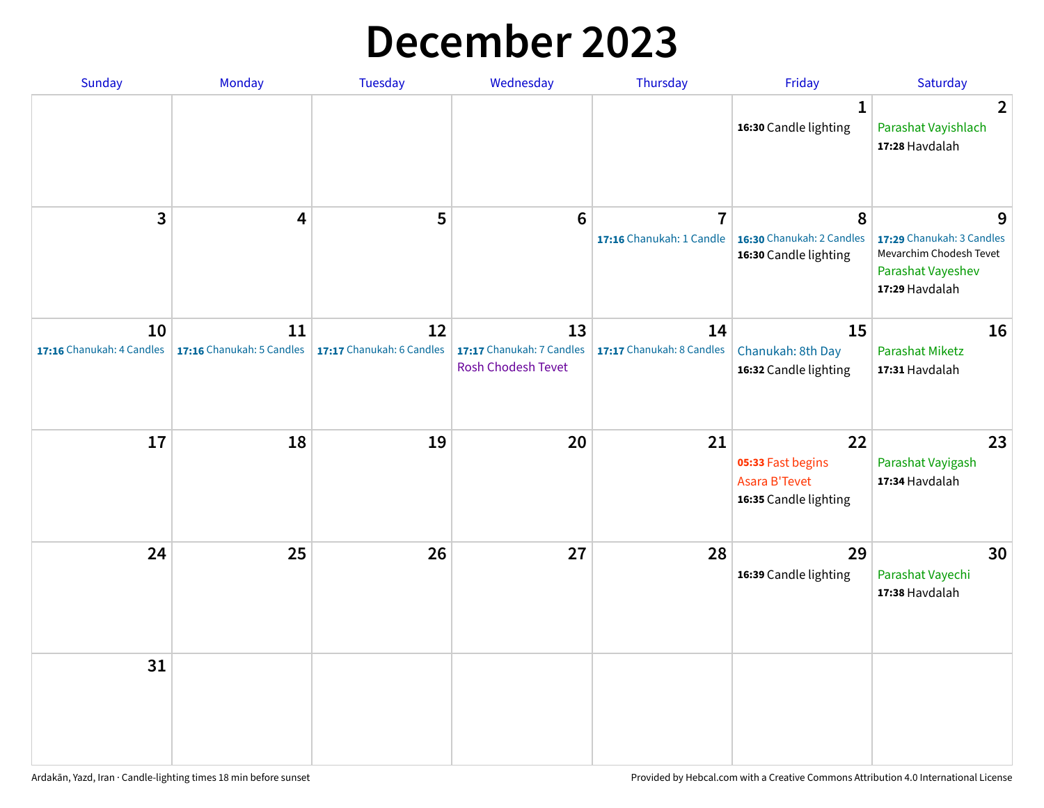# December 2023

| Sunday | Monday | Tuesday | Wednesday | Thursday | Friday | Saturday |
|---|---|---|---|---|---|---|
| | | | | | 1<br>**16:30** Candle lighting | 2<br>Parashat Vayishlach<br>**17:28** Havdalah |
| 3 | 4 | 5 | 6 | 7<br>**17:16** Chanukah: 1 Candle | 8<br>**16:30** Chanukah: 2 Candles<br>**16:30** Candle lighting | 9<br>**17:29** Chanukah: 3 Candles<br>Mevarchim Chodesh Tevet<br>Parashat Vayeshev<br>**17:29** Havdalah |
| 10<br>**17:16** Chanukah: 4 Candles | 11<br>**17:16** Chanukah: 5 Candles | 12<br>**17:17** Chanukah: 6 Candles | 13<br>**17:17** Chanukah: 7 Candles<br>Rosh Chodesh Tevet | 14<br>**17:17** Chanukah: 8 Candles | 15<br>Chanukah: 8th Day<br>**16:32** Candle lighting | 16<br>Parashat Miketz<br>**17:31** Havdalah |
| 17 | 18 | 19 | 20 | 21 | 22<br>**05:33** Fast begins<br>Asara B'Tevet<br>**16:35** Candle lighting | 23<br>Parashat Vayigash<br>**17:34** Havdalah |
| 24 | 25 | 26 | 27 | 28 | 29<br>**16:39** Candle lighting | 30<br>Parashat Vayechi<br>**17:38** Havdalah |
| 31 | | | | | | |

Ardakān, Yazd, Iran · Candle-lighting times 18 min before sunset

Provided by Hebcal.com with a Creative Commons Attribution 4.0 International License